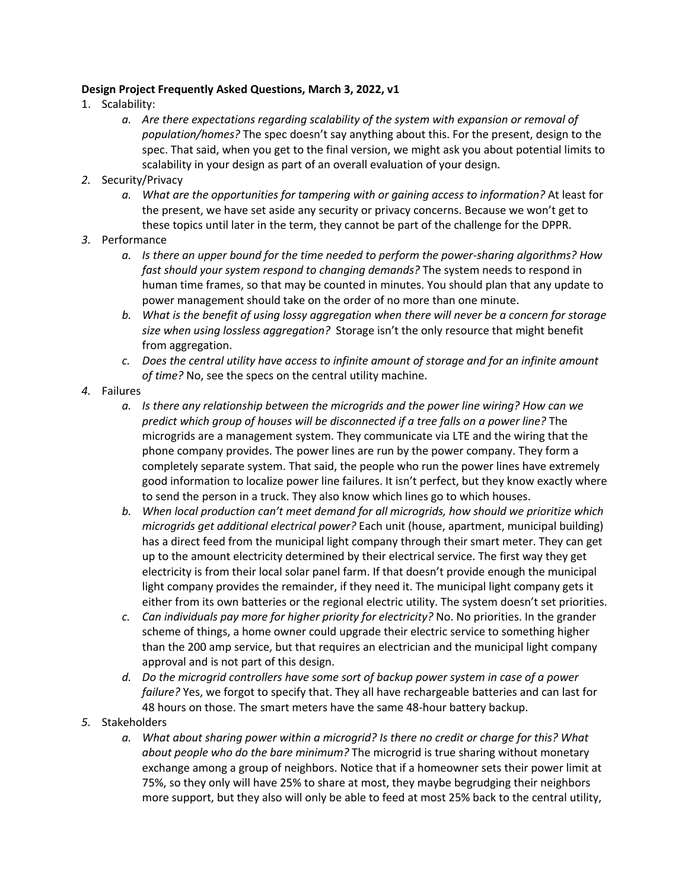**Design Project Frequently Asked Questions, March 3, 2022, v1**

1. Scalability:
    a. *Are there expectations regarding scalability of the system with expansion or removal of population/homes?* The spec doesn't say anything about this. For the present, design to the spec. That said, when you get to the final version, we might ask you about potential limits to scalability in your design as part of an overall evaluation of your design.
2. Security/Privacy
    a. *What are the opportunities for tampering with or gaining access to information?* At least for the present, we have set aside any security or privacy concerns. Because we won't get to these topics until later in the term, they cannot be part of the challenge for the DPPR.
3. Performance
    a. *Is there an upper bound for the time needed to perform the power-sharing algorithms? How fast should your system respond to changing demands?* The system needs to respond in human time frames, so that may be counted in minutes. You should plan that any update to power management should take on the order of no more than one minute.
    b. *What is the benefit of using lossy aggregation when there will never be a concern for storage size when using lossless aggregation?* Storage isn't the only resource that might benefit from aggregation.
    c. *Does the central utility have access to infinite amount of storage and for an infinite amount of time?* No, see the specs on the central utility machine.
4. Failures
    a. *Is there any relationship between the microgrids and the power line wiring? How can we predict which group of houses will be disconnected if a tree falls on a power line?* The microgrids are a management system. They communicate via LTE and the wiring that the phone company provides. The power lines are run by the power company. They form a completely separate system. That said, the people who run the power lines have extremely good information to localize power line failures. It isn't perfect, but they know exactly where to send the person in a truck. They also know which lines go to which houses.
    b. *When local production can't meet demand for all microgrids, how should we prioritize which microgrids get additional electrical power?* Each unit (house, apartment, municipal building) has a direct feed from the municipal light company through their smart meter. They can get up to the amount electricity determined by their electrical service. The first way they get electricity is from their local solar panel farm. If that doesn't provide enough the municipal light company provides the remainder, if they need it. The municipal light company gets it either from its own batteries or the regional electric utility. The system doesn't set priorities.
    c. *Can individuals pay more for higher priority for electricity?* No. No priorities. In the grander scheme of things, a home owner could upgrade their electric service to something higher than the 200 amp service, but that requires an electrician and the municipal light company approval and is not part of this design.
    d. *Do the microgrid controllers have some sort of backup power system in case of a power failure?* Yes, we forgot to specify that. They all have rechargeable batteries and can last for 48 hours on those. The smart meters have the same 48-hour battery backup.
5. Stakeholders
    a. *What about sharing power within a microgrid? Is there no credit or charge for this? What about people who do the bare minimum?* The microgrid is true sharing without monetary exchange among a group of neighbors. Notice that if a homeowner sets their power limit at 75%, so they only will have 25% to share at most, they maybe begrudging their neighbors more support, but they also will only be able to feed at most 25% back to the central utility,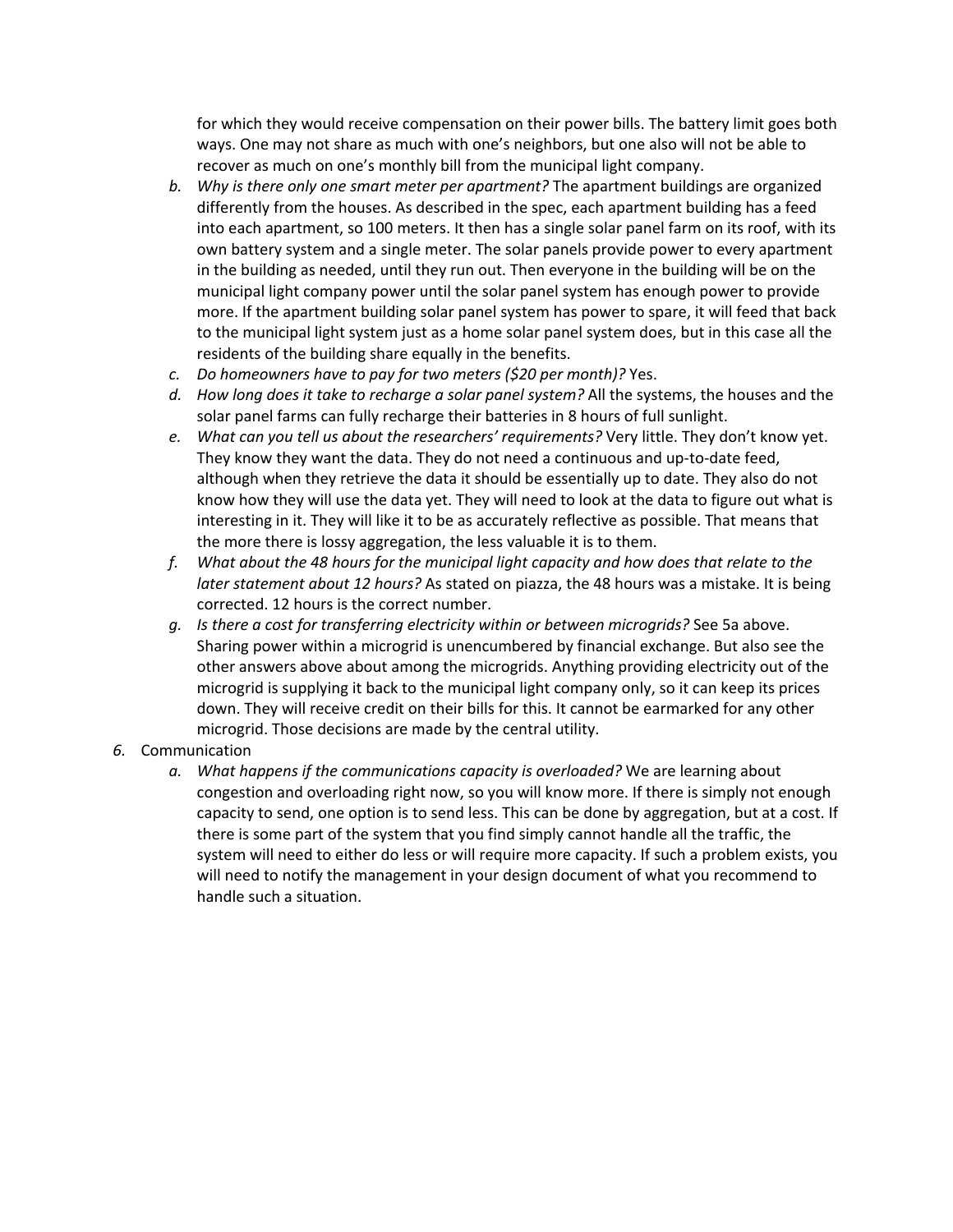for which they would receive compensation on their power bills. The battery limit goes both ways. One may not share as much with one's neighbors, but one also will not be able to recover as much on one's monthly bill from the municipal light company.

b. *Why is there only one smart meter per apartment?* The apartment buildings are organized differently from the houses. As described in the spec, each apartment building has a feed into each apartment, so 100 meters. It then has a single solar panel farm on its roof, with its own battery system and a single meter. The solar panels provide power to every apartment in the building as needed, until they run out. Then everyone in the building will be on the municipal light company power until the solar panel system has enough power to provide more. If the apartment building solar panel system has power to spare, it will feed that back to the municipal light system just as a home solar panel system does, but in this case all the residents of the building share equally in the benefits.

c. *Do homeowners have to pay for two meters ($20 per month)?* Yes.

d. *How long does it take to recharge a solar panel system?* All the systems, the houses and the solar panel farms can fully recharge their batteries in 8 hours of full sunlight.

e. *What can you tell us about the researchers' requirements?* Very little. They don't know yet. They know they want the data. They do not need a continuous and up-to-date feed, although when they retrieve the data it should be essentially up to date. They also do not know how they will use the data yet. They will need to look at the data to figure out what is interesting in it. They will like it to be as accurately reflective as possible. That means that the more there is lossy aggregation, the less valuable it is to them.

f. *What about the 48 hours for the municipal light capacity and how does that relate to the later statement about 12 hours?* As stated on piazza, the 48 hours was a mistake. It is being corrected. 12 hours is the correct number.

g. *Is there a cost for transferring electricity within or between microgrids?* See 5a above. Sharing power within a microgrid is unencumbered by financial exchange. But also see the other answers above about among the microgrids. Anything providing electricity out of the microgrid is supplying it back to the municipal light company only, so it can keep its prices down. They will receive credit on their bills for this. It cannot be earmarked for any other microgrid. Those decisions are made by the central utility.

6. Communication

    a. *What happens if the communications capacity is overloaded?* We are learning about congestion and overloading right now, so you will know more. If there is simply not enough capacity to send, one option is to send less. This can be done by aggregation, but at a cost. If there is some part of the system that you find simply cannot handle all the traffic, the system will need to either do less or will require more capacity. If such a problem exists, you will need to notify the management in your design document of what you recommend to handle such a situation.